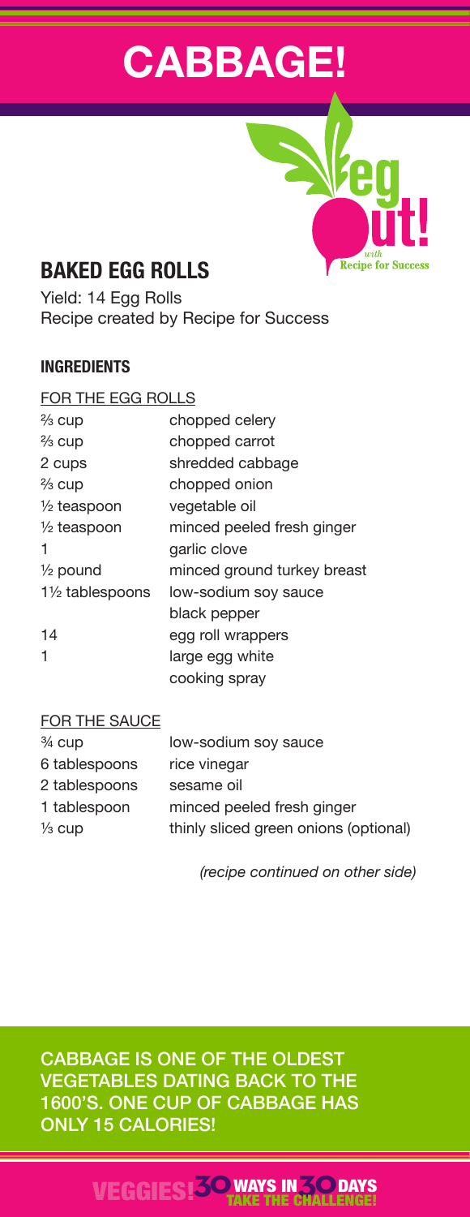# CABBAGE!

Veg Out! with Recipe for Success

## BAKED EGG ROLLS

Yield: 14 Egg Rolls
Recipe created by Recipe for Success

### INGREDIENTS

FOR THE EGG ROLLS

| | |
|---|---|
| ⅔ cup | chopped celery |
| ⅔ cup | chopped carrot |
| 2 cups | shredded cabbage |
| ⅔ cup | chopped onion |
| ½ teaspoon | vegetable oil |
| ½ teaspoon | minced peeled fresh ginger |
| 1 | garlic clove |
| ½ pound | minced ground turkey breast |
| 1½ tablespoons | low-sodium soy sauce |
| | black pepper |
| 14 | egg roll wrappers |
| 1 | large egg white |
| | cooking spray |

FOR THE SAUCE

| | |
|---|---|
| ¾ cup | low-sodium soy sauce |
| 6 tablespoons | rice vinegar |
| 2 tablespoons | sesame oil |
| 1 tablespoon | minced peeled fresh ginger |
| ⅓ cup | thinly sliced green onions (optional) |

*(recipe continued on other side)*

CABBAGE IS ONE OF THE OLDEST VEGETABLES DATING BACK TO THE 1600'S. ONE CUP OF CABBAGE HAS ONLY 15 CALORIES!

VEGGIES! 30 WAYS IN 30 DAYS TAKE THE CHALLENGE!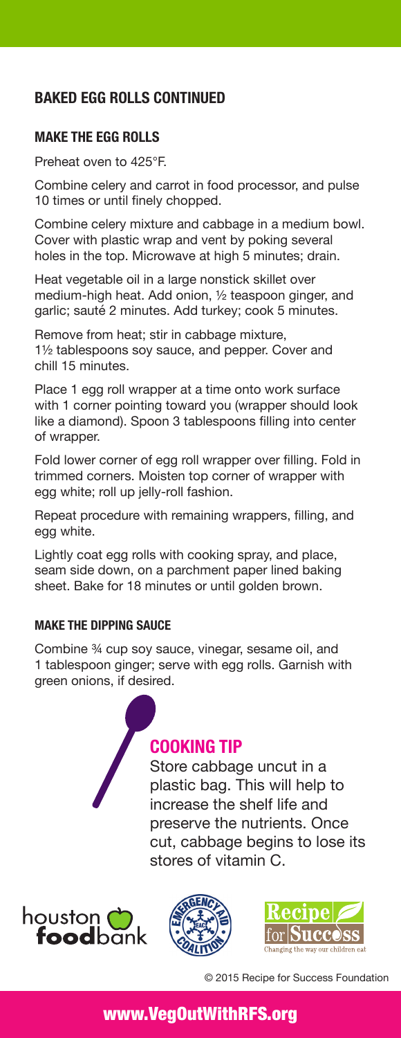## BAKED EGG ROLLS CONTINUED

### MAKE THE EGG ROLLS

Preheat oven to 425°F.

Combine celery and carrot in food processor, and pulse 10 times or until finely chopped.

Combine celery mixture and cabbage in a medium bowl. Cover with plastic wrap and vent by poking several holes in the top. Microwave at high 5 minutes; drain.

Heat vegetable oil in a large nonstick skillet over medium-high heat. Add onion, ½ teaspoon ginger, and garlic; sauté 2 minutes. Add turkey; cook 5 minutes.

Remove from heat; stir in cabbage mixture, 1½ tablespoons soy sauce, and pepper. Cover and chill 15 minutes.

Place 1 egg roll wrapper at a time onto work surface with 1 corner pointing toward you (wrapper should look like a diamond). Spoon 3 tablespoons filling into center of wrapper.

Fold lower corner of egg roll wrapper over filling. Fold in trimmed corners. Moisten top corner of wrapper with egg white; roll up jelly-roll fashion.

Repeat procedure with remaining wrappers, filling, and egg white.

Lightly coat egg rolls with cooking spray, and place, seam side down, on a parchment paper lined baking sheet. Bake for 18 minutes or until golden brown.

#### MAKE THE DIPPING SAUCE

Combine ¾ cup soy sauce, vinegar, sesame oil, and 1 tablespoon ginger; serve with egg rolls. Garnish with green onions, if desired.

### COOKING TIP

Store cabbage uncut in a plastic bag. This will help to increase the shelf life and preserve the nutrients. Once cut, cabbage begins to lose its stores of vitamin C.

houston foodbank

Emergency Aid Coalition

Recipe for Success — Changing the way our children eat

© 2015 Recipe for Success Foundation

www.VegOutWithRFS.org